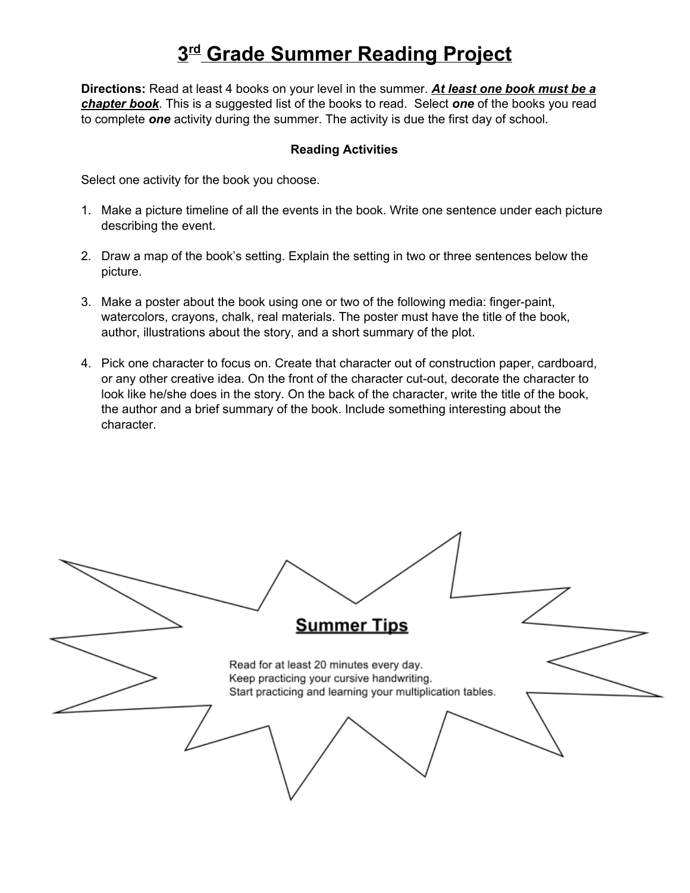# 3rd Grade Summer Reading Project

**Directions:** Read at least 4 books on your level in the summer. ***At least one book must be a chapter book***. This is a suggested list of the books to read. Select ***one*** of the books you read to complete ***one*** activity during the summer. The activity is due the first day of school.

**Reading Activities**

Select one activity for the book you choose.

1. Make a picture timeline of all the events in the book. Write one sentence under each picture describing the event.

2. Draw a map of the book's setting. Explain the setting in two or three sentences below the picture.

3. Make a poster about the book using one or two of the following media: finger-paint, watercolors, crayons, chalk, real materials. The poster must have the title of the book, author, illustrations about the story, and a short summary of the plot.

4. Pick one character to focus on. Create that character out of construction paper, cardboard, or any other creative idea. On the front of the character cut-out, decorate the character to look like he/she does in the story. On the back of the character, write the title of the book, the author and a brief summary of the book. Include something interesting about the character.

## Summer Tips

Read for at least 20 minutes every day.
Keep practicing your cursive handwriting.
Start practicing and learning your multiplication tables.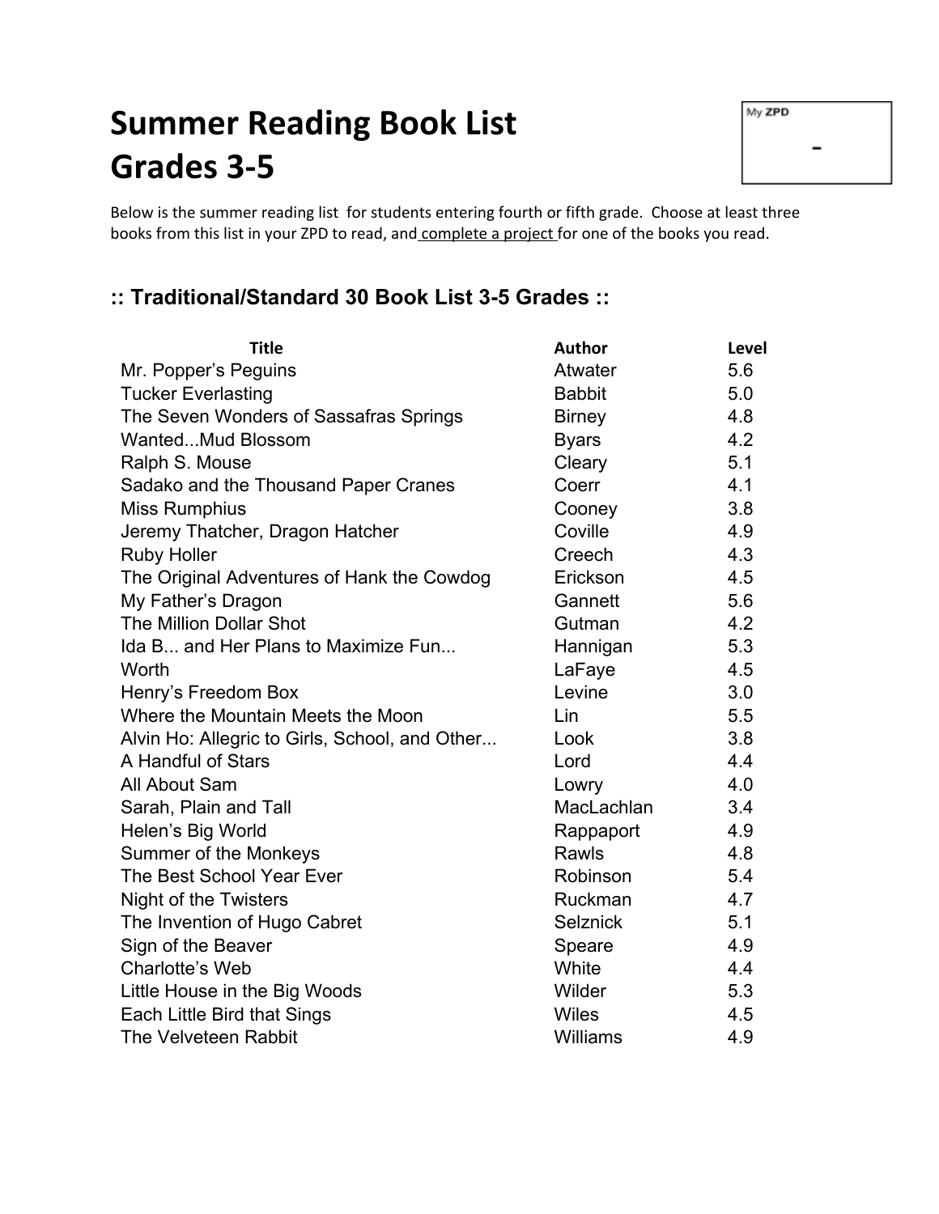# Summer Reading Book List
# Grades 3-5

| My ZPD |
| --- |
| - |

Below is the summer reading list for students entering fourth or fifth grade. Choose at least three books from this list in your ZPD to read, and complete a project for one of the books you read.

## :: Traditional/Standard 30 Book List 3-5 Grades ::

| Title | Author | Level |
| --- | --- | --- |
| Mr. Popper's Peguins | Atwater | 5.6 |
| Tucker Everlasting | Babbit | 5.0 |
| The Seven Wonders of Sassafras Springs | Birney | 4.8 |
| Wanted...Mud Blossom | Byars | 4.2 |
| Ralph S. Mouse | Cleary | 5.1 |
| Sadako and the Thousand Paper Cranes | Coerr | 4.1 |
| Miss Rumphius | Cooney | 3.8 |
| Jeremy Thatcher, Dragon Hatcher | Coville | 4.9 |
| Ruby Holler | Creech | 4.3 |
| The Original Adventures of Hank the Cowdog | Erickson | 4.5 |
| My Father's Dragon | Gannett | 5.6 |
| The Million Dollar Shot | Gutman | 4.2 |
| Ida B... and Her Plans to Maximize Fun... | Hannigan | 5.3 |
| Worth | LaFaye | 4.5 |
| Henry's Freedom Box | Levine | 3.0 |
| Where the Mountain Meets the Moon | Lin | 5.5 |
| Alvin Ho: Allegric to Girls, School, and Other... | Look | 3.8 |
| A Handful of Stars | Lord | 4.4 |
| All About Sam | Lowry | 4.0 |
| Sarah, Plain and Tall | MacLachlan | 3.4 |
| Helen's Big World | Rappaport | 4.9 |
| Summer of the Monkeys | Rawls | 4.8 |
| The Best School Year Ever | Robinson | 5.4 |
| Night of the Twisters | Ruckman | 4.7 |
| The Invention of Hugo Cabret | Selznick | 5.1 |
| Sign of the Beaver | Speare | 4.9 |
| Charlotte's Web | White | 4.4 |
| Little House in the Big Woods | Wilder | 5.3 |
| Each Little Bird that Sings | Wiles | 4.5 |
| The Velveteen Rabbit | Williams | 4.9 |